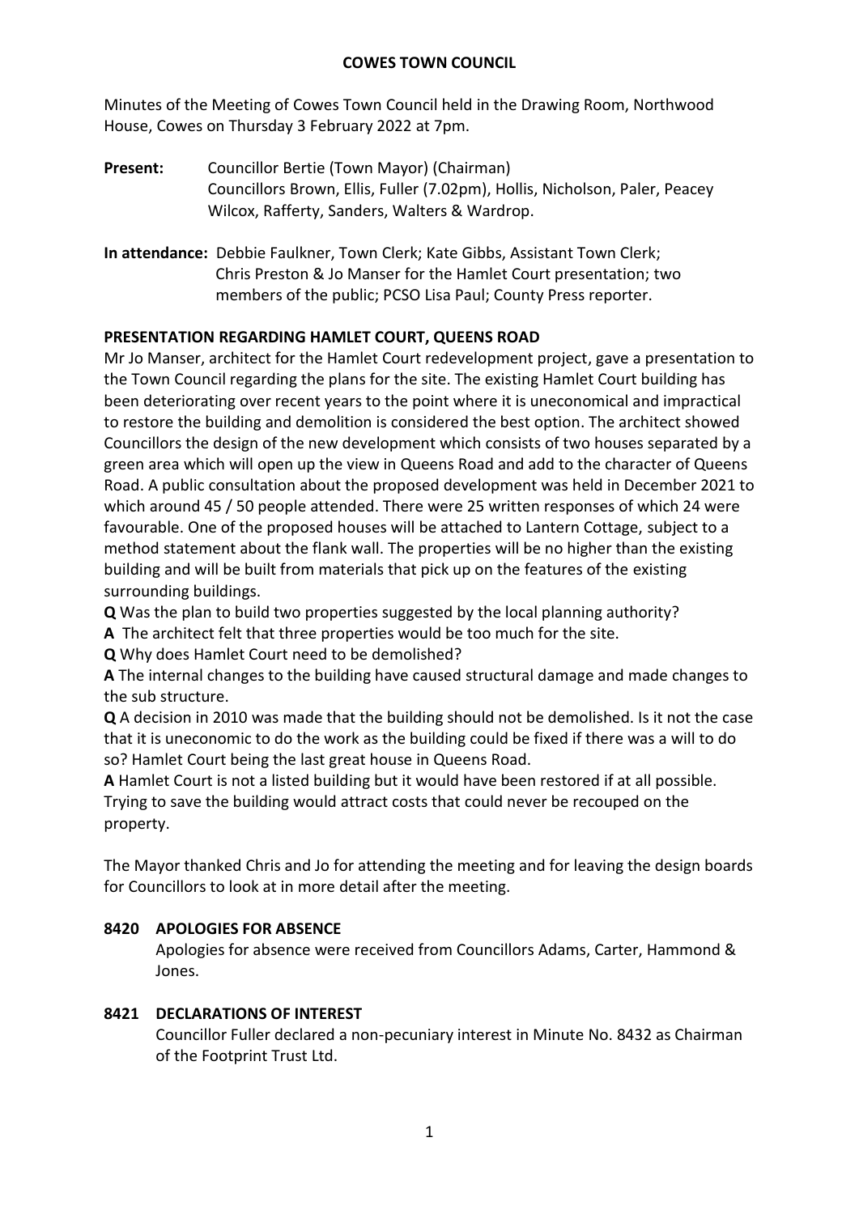# COWES TOWN COUNCIL

Minutes of the Meeting of Cowes Town Council held in the Drawing Room, Northwood House, Cowes on Thursday 3 February 2022 at 7pm.

**Present:** Councillor Bertie (Town Mayor) (Chairman)
Councillors Brown, Ellis, Fuller (7.02pm), Hollis, Nicholson, Paler, Peacey Wilcox, Rafferty, Sanders, Walters & Wardrop.

**In attendance:** Debbie Faulkner, Town Clerk; Kate Gibbs, Assistant Town Clerk; Chris Preston & Jo Manser for the Hamlet Court presentation; two members of the public; PCSO Lisa Paul; County Press reporter.

## PRESENTATION REGARDING HAMLET COURT, QUEENS ROAD

Mr Jo Manser, architect for the Hamlet Court redevelopment project, gave a presentation to the Town Council regarding the plans for the site. The existing Hamlet Court building has been deteriorating over recent years to the point where it is uneconomical and impractical to restore the building and demolition is considered the best option. The architect showed Councillors the design of the new development which consists of two houses separated by a green area which will open up the view in Queens Road and add to the character of Queens Road. A public consultation about the proposed development was held in December 2021 to which around 45 / 50 people attended. There were 25 written responses of which 24 were favourable. One of the proposed houses will be attached to Lantern Cottage, subject to a method statement about the flank wall. The properties will be no higher than the existing building and will be built from materials that pick up on the features of the existing surrounding buildings.

**Q** Was the plan to build two properties suggested by the local planning authority?

**A** The architect felt that three properties would be too much for the site.

**Q** Why does Hamlet Court need to be demolished?

**A** The internal changes to the building have caused structural damage and made changes to the sub structure.

**Q** A decision in 2010 was made that the building should not be demolished. Is it not the case that it is uneconomic to do the work as the building could be fixed if there was a will to do so? Hamlet Court being the last great house in Queens Road.

**A** Hamlet Court is not a listed building but it would have been restored if at all possible. Trying to save the building would attract costs that could never be recouped on the property.

The Mayor thanked Chris and Jo for attending the meeting and for leaving the design boards for Councillors to look at in more detail after the meeting.

## 8420 APOLOGIES FOR ABSENCE

Apologies for absence were received from Councillors Adams, Carter, Hammond & Jones.

## 8421 DECLARATIONS OF INTEREST

Councillor Fuller declared a non-pecuniary interest in Minute No. 8432 as Chairman of the Footprint Trust Ltd.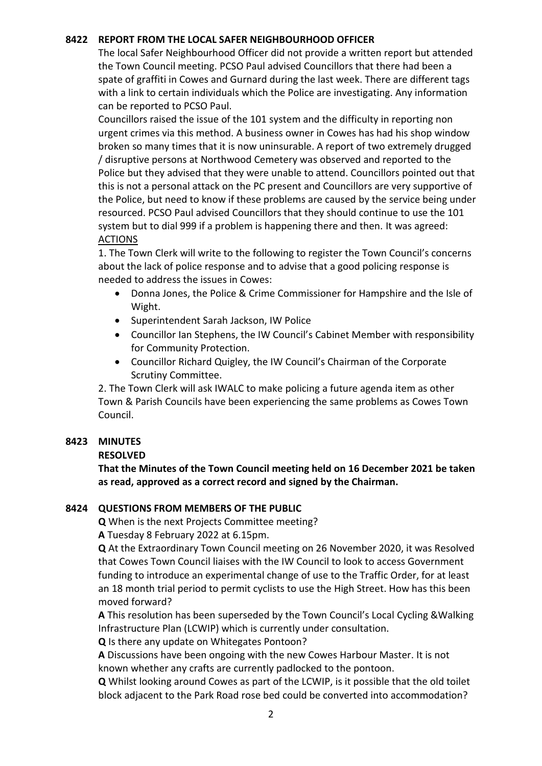## 8422 REPORT FROM THE LOCAL SAFER NEIGHBOURHOOD OFFICER

The local Safer Neighbourhood Officer did not provide a written report but attended the Town Council meeting. PCSO Paul advised Councillors that there had been a spate of graffiti in Cowes and Gurnard during the last week. There are different tags with a link to certain individuals which the Police are investigating. Any information can be reported to PCSO Paul.

Councillors raised the issue of the 101 system and the difficulty in reporting non urgent crimes via this method. A business owner in Cowes has had his shop window broken so many times that it is now uninsurable. A report of two extremely drugged / disruptive persons at Northwood Cemetery was observed and reported to the Police but they advised that they were unable to attend. Councillors pointed out that this is not a personal attack on the PC present and Councillors are very supportive of the Police, but need to know if these problems are caused by the service being under resourced. PCSO Paul advised Councillors that they should continue to use the 101 system but to dial 999 if a problem is happening there and then. It was agreed:

ACTIONS

1. The Town Clerk will write to the following to register the Town Council's concerns about the lack of police response and to advise that a good policing response is needed to address the issues in Cowes:
   - Donna Jones, the Police & Crime Commissioner for Hampshire and the Isle of Wight.
   - Superintendent Sarah Jackson, IW Police
   - Councillor Ian Stephens, the IW Council's Cabinet Member with responsibility for Community Protection.
   - Councillor Richard Quigley, the IW Council's Chairman of the Corporate Scrutiny Committee.

2. The Town Clerk will ask IWALC to make policing a future agenda item as other Town & Parish Councils have been experiencing the same problems as Cowes Town Council.

## 8423 MINUTES

**RESOLVED**

**That the Minutes of the Town Council meeting held on 16 December 2021 be taken as read, approved as a correct record and signed by the Chairman.**

## 8424 QUESTIONS FROM MEMBERS OF THE PUBLIC

**Q** When is the next Projects Committee meeting?

**A** Tuesday 8 February 2022 at 6.15pm.

**Q** At the Extraordinary Town Council meeting on 26 November 2020, it was Resolved that Cowes Town Council liaises with the IW Council to look to access Government funding to introduce an experimental change of use to the Traffic Order, for at least an 18 month trial period to permit cyclists to use the High Street. How has this been moved forward?

**A** This resolution has been superseded by the Town Council's Local Cycling &Walking Infrastructure Plan (LCWIP) which is currently under consultation.

**Q** Is there any update on Whitegates Pontoon?

**A** Discussions have been ongoing with the new Cowes Harbour Master. It is not known whether any crafts are currently padlocked to the pontoon.

**Q** Whilst looking around Cowes as part of the LCWIP, is it possible that the old toilet block adjacent to the Park Road rose bed could be converted into accommodation?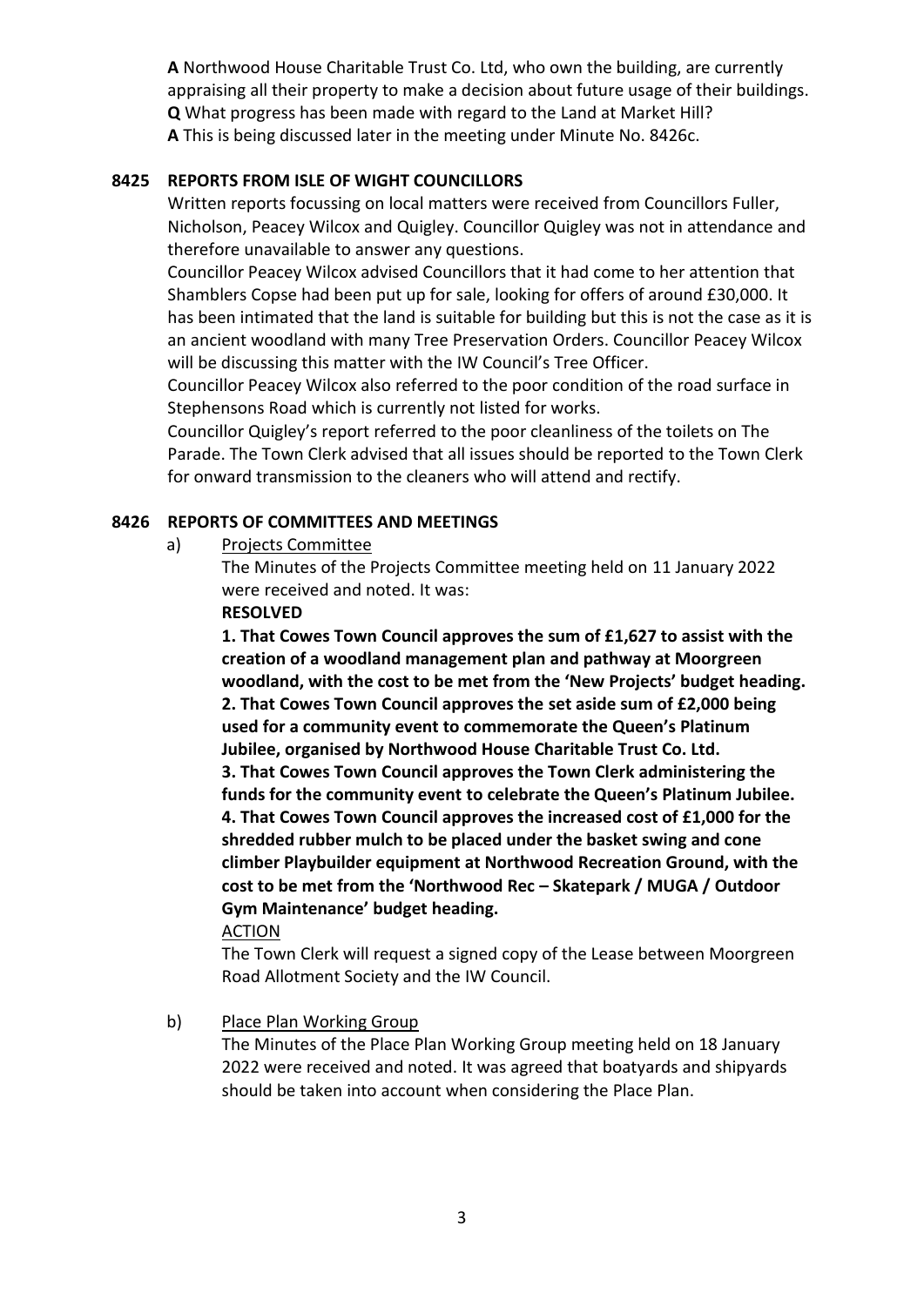**A** Northwood House Charitable Trust Co. Ltd, who own the building, are currently appraising all their property to make a decision about future usage of their buildings.
**Q** What progress has been made with regard to the Land at Market Hill?
**A** This is being discussed later in the meeting under Minute No. 8426c.

## 8425 REPORTS FROM ISLE OF WIGHT COUNCILLORS

Written reports focussing on local matters were received from Councillors Fuller, Nicholson, Peacey Wilcox and Quigley. Councillor Quigley was not in attendance and therefore unavailable to answer any questions.

Councillor Peacey Wilcox advised Councillors that it had come to her attention that Shamblers Copse had been put up for sale, looking for offers of around £30,000. It has been intimated that the land is suitable for building but this is not the case as it is an ancient woodland with many Tree Preservation Orders. Councillor Peacey Wilcox will be discussing this matter with the IW Council's Tree Officer.

Councillor Peacey Wilcox also referred to the poor condition of the road surface in Stephensons Road which is currently not listed for works.

Councillor Quigley's report referred to the poor cleanliness of the toilets on The Parade. The Town Clerk advised that all issues should be reported to the Town Clerk for onward transmission to the cleaners who will attend and rectify.

## 8426 REPORTS OF COMMITTEES AND MEETINGS

a) Projects Committee

The Minutes of the Projects Committee meeting held on 11 January 2022 were received and noted. It was:

**RESOLVED**

**1. That Cowes Town Council approves the sum of £1,627 to assist with the creation of a woodland management plan and pathway at Moorgreen woodland, with the cost to be met from the 'New Projects' budget heading.**
**2. That Cowes Town Council approves the set aside sum of £2,000 being used for a community event to commemorate the Queen's Platinum Jubilee, organised by Northwood House Charitable Trust Co. Ltd.**
**3. That Cowes Town Council approves the Town Clerk administering the funds for the community event to celebrate the Queen's Platinum Jubilee.**
**4. That Cowes Town Council approves the increased cost of £1,000 for the shredded rubber mulch to be placed under the basket swing and cone climber Playbuilder equipment at Northwood Recreation Ground, with the cost to be met from the 'Northwood Rec – Skatepark / MUGA / Outdoor Gym Maintenance' budget heading.**

ACTION

The Town Clerk will request a signed copy of the Lease between Moorgreen Road Allotment Society and the IW Council.

b) Place Plan Working Group

The Minutes of the Place Plan Working Group meeting held on 18 January 2022 were received and noted. It was agreed that boatyards and shipyards should be taken into account when considering the Place Plan.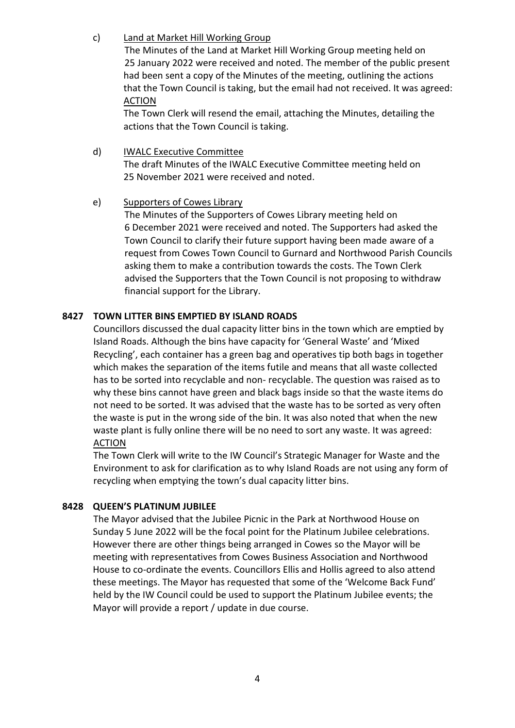c) <u>Land at Market Hill Working Group</u>

The Minutes of the Land at Market Hill Working Group meeting held on 25 January 2022 were received and noted. The member of the public present had been sent a copy of the Minutes of the meeting, outlining the actions that the Town Council is taking, but the email had not received. It was agreed:

<u>ACTION</u>

The Town Clerk will resend the email, attaching the Minutes, detailing the actions that the Town Council is taking.

d) <u>IWALC Executive Committee</u>

The draft Minutes of the IWALC Executive Committee meeting held on 25 November 2021 were received and noted.

e) <u>Supporters of Cowes Library</u>

The Minutes of the Supporters of Cowes Library meeting held on 6 December 2021 were received and noted. The Supporters had asked the Town Council to clarify their future support having been made aware of a request from Cowes Town Council to Gurnard and Northwood Parish Councils asking them to make a contribution towards the costs. The Town Clerk advised the Supporters that the Town Council is not proposing to withdraw financial support for the Library.

**8427 TOWN LITTER BINS EMPTIED BY ISLAND ROADS**

Councillors discussed the dual capacity litter bins in the town which are emptied by Island Roads. Although the bins have capacity for 'General Waste' and 'Mixed Recycling', each container has a green bag and operatives tip both bags in together which makes the separation of the items futile and means that all waste collected has to be sorted into recyclable and non- recyclable. The question was raised as to why these bins cannot have green and black bags inside so that the waste items do not need to be sorted. It was advised that the waste has to be sorted as very often the waste is put in the wrong side of the bin. It was also noted that when the new waste plant is fully online there will be no need to sort any waste. It was agreed:

<u>ACTION</u>

The Town Clerk will write to the IW Council's Strategic Manager for Waste and the Environment to ask for clarification as to why Island Roads are not using any form of recycling when emptying the town's dual capacity litter bins.

**8428 QUEEN'S PLATINUM JUBILEE**

The Mayor advised that the Jubilee Picnic in the Park at Northwood House on Sunday 5 June 2022 will be the focal point for the Platinum Jubilee celebrations. However there are other things being arranged in Cowes so the Mayor will be meeting with representatives from Cowes Business Association and Northwood House to co-ordinate the events. Councillors Ellis and Hollis agreed to also attend these meetings. The Mayor has requested that some of the 'Welcome Back Fund' held by the IW Council could be used to support the Platinum Jubilee events; the Mayor will provide a report / update in due course.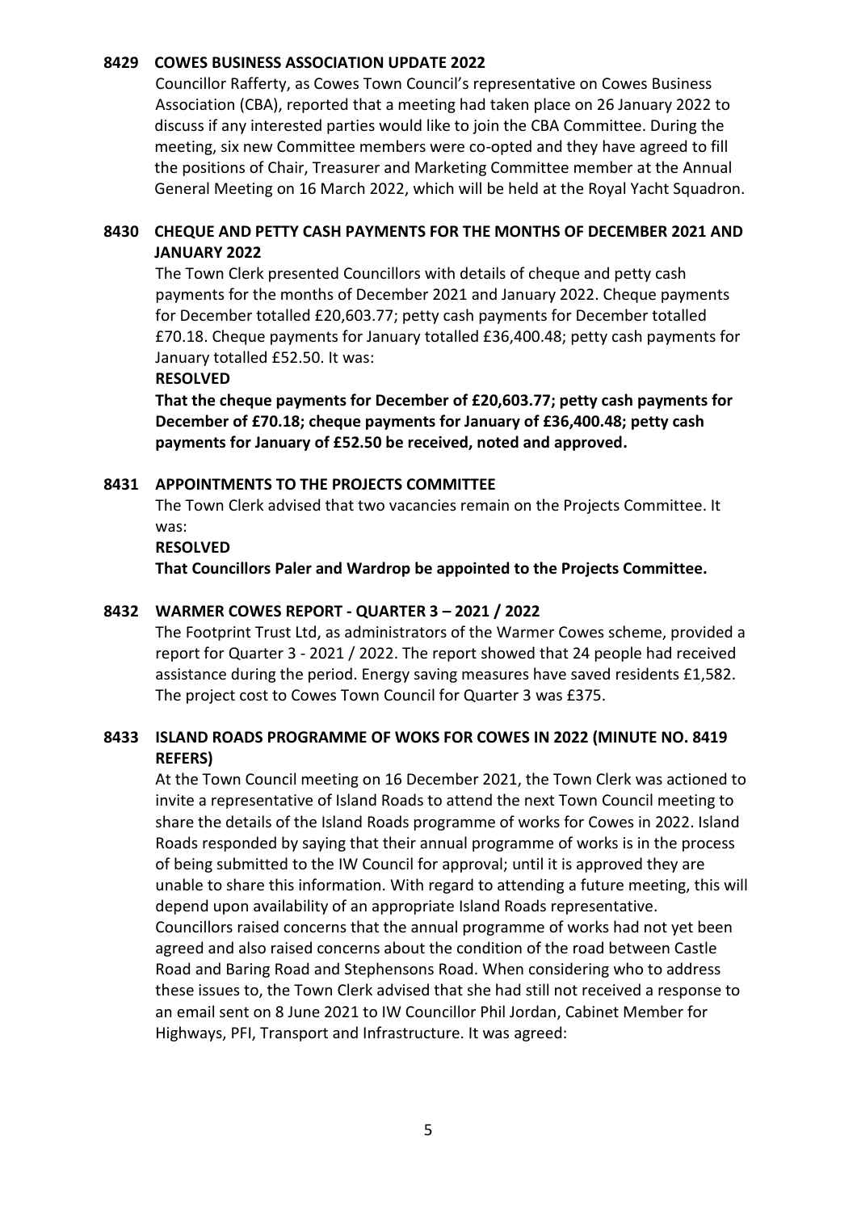## 8429 COWES BUSINESS ASSOCIATION UPDATE 2022

Councillor Rafferty, as Cowes Town Council's representative on Cowes Business Association (CBA), reported that a meeting had taken place on 26 January 2022 to discuss if any interested parties would like to join the CBA Committee. During the meeting, six new Committee members were co-opted and they have agreed to fill the positions of Chair, Treasurer and Marketing Committee member at the Annual General Meeting on 16 March 2022, which will be held at the Royal Yacht Squadron.

## 8430 CHEQUE AND PETTY CASH PAYMENTS FOR THE MONTHS OF DECEMBER 2021 AND JANUARY 2022

The Town Clerk presented Councillors with details of cheque and petty cash payments for the months of December 2021 and January 2022. Cheque payments for December totalled £20,603.77; petty cash payments for December totalled £70.18. Cheque payments for January totalled £36,400.48; petty cash payments for January totalled £52.50. It was:

**RESOLVED**

**That the cheque payments for December of £20,603.77; petty cash payments for December of £70.18; cheque payments for January of £36,400.48; petty cash payments for January of £52.50 be received, noted and approved.**

## 8431 APPOINTMENTS TO THE PROJECTS COMMITTEE

The Town Clerk advised that two vacancies remain on the Projects Committee. It was:

**RESOLVED**

**That Councillors Paler and Wardrop be appointed to the Projects Committee.**

## 8432 WARMER COWES REPORT - QUARTER 3 – 2021 / 2022

The Footprint Trust Ltd, as administrators of the Warmer Cowes scheme, provided a report for Quarter 3 - 2021 / 2022. The report showed that 24 people had received assistance during the period. Energy saving measures have saved residents £1,582. The project cost to Cowes Town Council for Quarter 3 was £375.

## 8433 ISLAND ROADS PROGRAMME OF WOKS FOR COWES IN 2022 (MINUTE NO. 8419 REFERS)

At the Town Council meeting on 16 December 2021, the Town Clerk was actioned to invite a representative of Island Roads to attend the next Town Council meeting to share the details of the Island Roads programme of works for Cowes in 2022. Island Roads responded by saying that their annual programme of works is in the process of being submitted to the IW Council for approval; until it is approved they are unable to share this information. With regard to attending a future meeting, this will depend upon availability of an appropriate Island Roads representative.
Councillors raised concerns that the annual programme of works had not yet been agreed and also raised concerns about the condition of the road between Castle Road and Baring Road and Stephensons Road. When considering who to address these issues to, the Town Clerk advised that she had still not received a response to an email sent on 8 June 2021 to IW Councillor Phil Jordan, Cabinet Member for Highways, PFI, Transport and Infrastructure. It was agreed: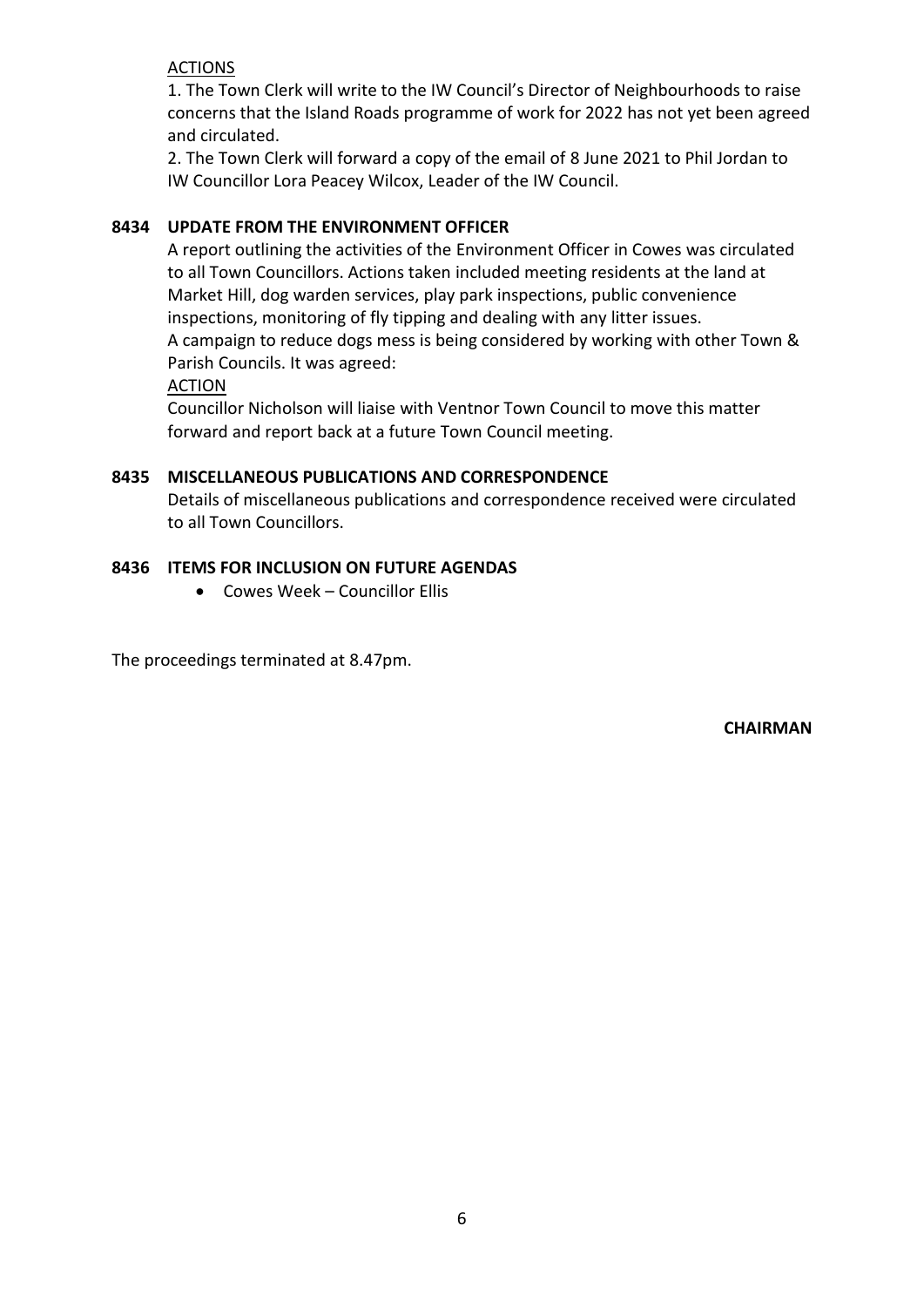ACTIONS

1. The Town Clerk will write to the IW Council's Director of Neighbourhoods to raise concerns that the Island Roads programme of work for 2022 has not yet been agreed and circulated.

2. The Town Clerk will forward a copy of the email of 8 June 2021 to Phil Jordan to IW Councillor Lora Peacey Wilcox, Leader of the IW Council.

**8434 UPDATE FROM THE ENVIRONMENT OFFICER**

A report outlining the activities of the Environment Officer in Cowes was circulated to all Town Councillors. Actions taken included meeting residents at the land at Market Hill, dog warden services, play park inspections, public convenience inspections, monitoring of fly tipping and dealing with any litter issues.

A campaign to reduce dogs mess is being considered by working with other Town & Parish Councils. It was agreed:

ACTION

Councillor Nicholson will liaise with Ventnor Town Council to move this matter forward and report back at a future Town Council meeting.

**8435 MISCELLANEOUS PUBLICATIONS AND CORRESPONDENCE**

Details of miscellaneous publications and correspondence received were circulated to all Town Councillors.

**8436 ITEMS FOR INCLUSION ON FUTURE AGENDAS**

- Cowes Week – Councillor Ellis

The proceedings terminated at 8.47pm.

**CHAIRMAN**